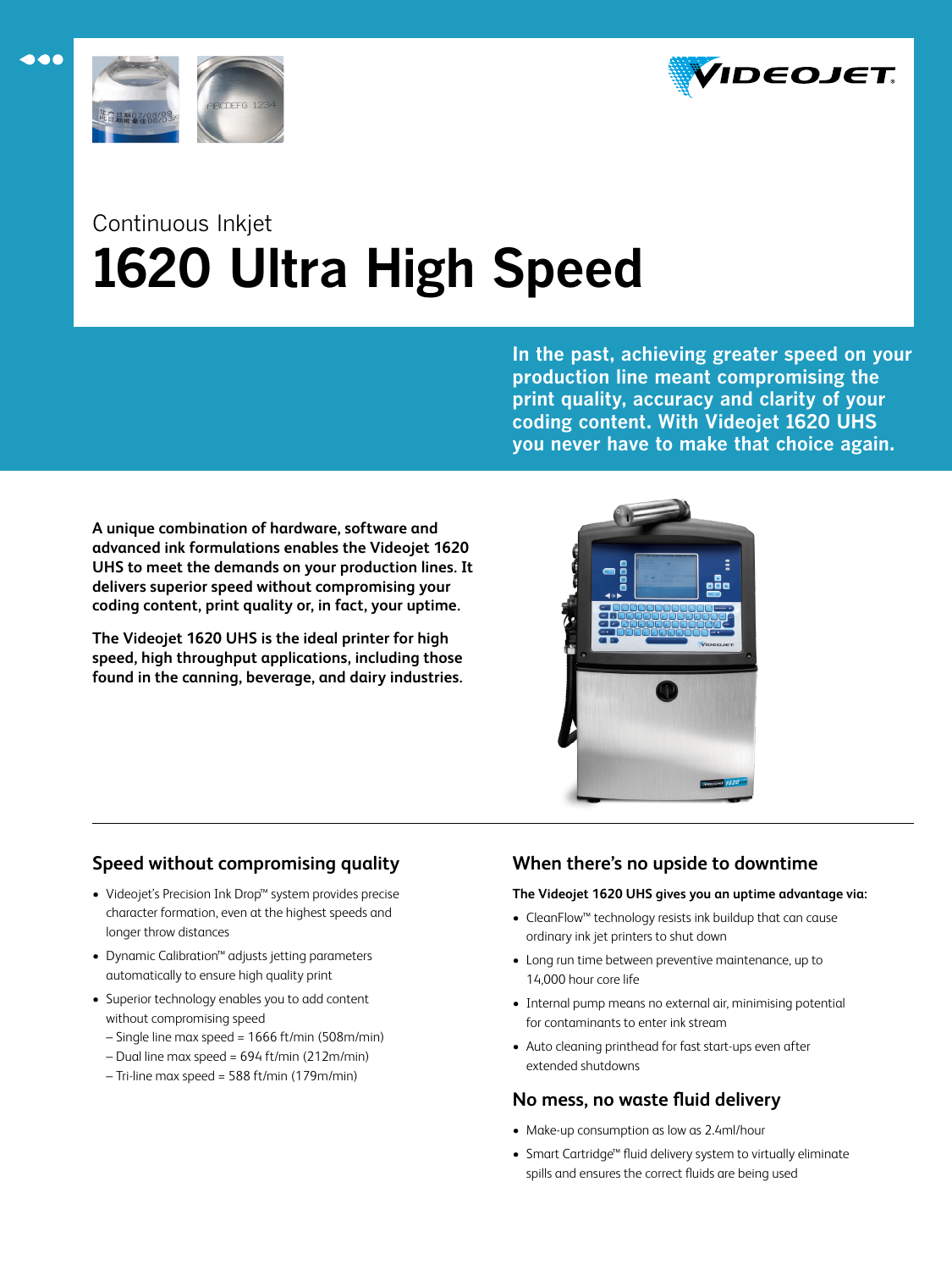Continuous Inkjet

# 1620 Ultra High Speed

**In the past, achieving greater speed on your production line meant compromising the print quality, accuracy and clarity of your coding content. With Videojet 1620 UHS you never have to make that choice again.**

**A unique combination of hardware, software and advanced ink formulations enables the Videojet 1620 UHS to meet the demands on your production lines. It delivers superior speed without compromising your coding content, print quality or, in fact, your uptime.**

**The Videojet 1620 UHS is the ideal printer for high speed, high throughput applications, including those found in the canning, beverage, and dairy industries.**

## Speed without compromising quality

- Videojet's Precision Ink Drop™ system provides precise character formation, even at the highest speeds and longer throw distances
- Dynamic Calibration™ adjusts jetting parameters automatically to ensure high quality print
- Superior technology enables you to add content without compromising speed
  - Single line max speed = 1666 ft/min (508m/min)
  - Dual line max speed = 694 ft/min (212m/min)
  - Tri-line max speed = 588 ft/min (179m/min)

## When there's no upside to downtime

**The Videojet 1620 UHS gives you an uptime advantage via:**

- CleanFlow™ technology resists ink buildup that can cause ordinary ink jet printers to shut down
- Long run time between preventive maintenance, up to 14,000 hour core life
- Internal pump means no external air, minimising potential for contaminants to enter ink stream
- Auto cleaning printhead for fast start-ups even after extended shutdowns

## No mess, no waste fluid delivery

- Make-up consumption as low as 2.4ml/hour
- Smart Cartridge™ fluid delivery system to virtually eliminate spills and ensures the correct fluids are being used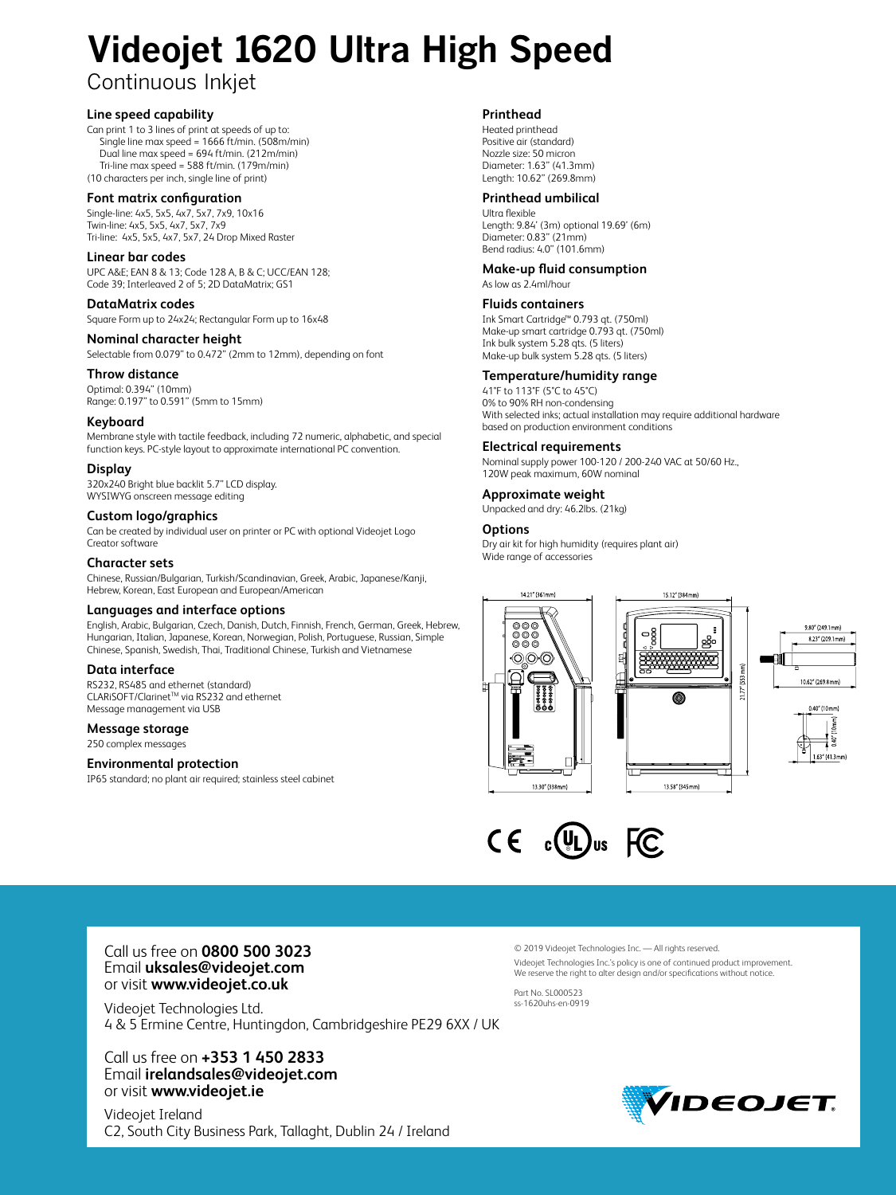# Videojet 1620 Ultra High Speed

Continuous Inkjet

### Line speed capability

Can print 1 to 3 lines of print at speeds of up to:
Single line max speed = 1666 ft/min. (508m/min)
Dual line max speed = 694 ft/min. (212m/min)
Tri-line max speed = 588 ft/min. (179m/min)
(10 characters per inch, single line of print)

### Font matrix configuration

Single-line: 4x5, 5x5, 4x7, 5x7, 7x9, 10x16
Twin-line: 4x5, 5x5, 4x7, 5x7, 7x9
Tri-line: 4x5, 5x5, 4x7, 5x7, 24 Drop Mixed Raster

### Linear bar codes

UPC A&E; EAN 8 & 13; Code 128 A, B & C; UCC/EAN 128; Code 39; Interleaved 2 of 5; 2D DataMatrix; GS1

### DataMatrix codes

Square Form up to 24x24; Rectangular Form up to 16x48

### Nominal character height

Selectable from 0.079" to 0.472" (2mm to 12mm), depending on font

### Throw distance

Optimal: 0.394" (10mm)
Range: 0.197" to 0.591" (5mm to 15mm)

### Keyboard

Membrane style with tactile feedback, including 72 numeric, alphabetic, and special function keys. PC-style layout to approximate international PC convention.

### Display

320x240 Bright blue backlit 5.7" LCD display.
WYSIWYG onscreen message editing

### Custom logo/graphics

Can be created by individual user on printer or PC with optional Videojet Logo Creator software

### Character sets

Chinese, Russian/Bulgarian, Turkish/Scandinavian, Greek, Arabic, Japanese/Kanji, Hebrew, Korean, East European and European/American

### Languages and interface options

English, Arabic, Bulgarian, Czech, Danish, Dutch, Finnish, French, German, Greek, Hebrew, Hungarian, Italian, Japanese, Korean, Norwegian, Polish, Portuguese, Russian, Simple Chinese, Spanish, Swedish, Thai, Traditional Chinese, Turkish and Vietnamese

### Data interface

RS232, RS485 and ethernet (standard)
CLARiSOFT/Clarinet™ via RS232 and ethernet
Message management via USB

### Message storage

250 complex messages

### Environmental protection

IP65 standard; no plant air required; stainless steel cabinet

### Printhead

Heated printhead
Positive air (standard)
Nozzle size: 50 micron
Diameter: 1.63" (41.3mm)
Length: 10.62" (269.8mm)

### Printhead umbilical

Ultra flexible
Length: 9.84' (3m) optional 19.69' (6m)
Diameter: 0.83" (21mm)
Bend radius: 4.0" (101.6mm)

### Make-up fluid consumption

As low as 2.4ml/hour

### Fluids containers

Ink Smart Cartridge™ 0.793 qt. (750ml)
Make-up smart cartridge 0.793 qt. (750ml)
Ink bulk system 5.28 qts. (5 liters)
Make-up bulk system 5.28 qts. (5 liters)

### Temperature/humidity range

41°F to 113°F (5°C to 45°C)
0% to 90% RH non-condensing
With selected inks; actual installation may require additional hardware based on production environment conditions

### Electrical requirements

Nominal supply power 100-120 / 200-240 VAC at 50/60 Hz., 120W peak maximum, 60W nominal

### Approximate weight

Unpacked and dry: 46.2lbs. (21kg)

### Options

Dry air kit for high humidity (requires plant air)
Wide range of accessories

14.21" (361mm)
13.30" (338mm)
15.12" (384mm)
21.77" (553 mm)
13.58" (345mm)
9.80" (249.1mm)
8.23" (209.1mm)
10.62" (269.8mm)
0.40" (10mm)
0.40" (10mm)
1.63" (41.3mm)

Call us free on **0800 500 3023**
Email **uksales@videojet.com**
or visit **www.videojet.co.uk**

Videojet Technologies Ltd.
4 & 5 Ermine Centre, Huntingdon, Cambridgeshire PE29 6XX / UK

Call us free on **+353 1 450 2833**
Email **irelandsales@videojet.com**
or visit **www.videojet.ie**

Videojet Ireland
C2, South City Business Park, Tallaght, Dublin 24 / Ireland

© 2019 Videojet Technologies Inc. — All rights reserved.

Videojet Technologies Inc.'s policy is one of continued product improvement. We reserve the right to alter design and/or specifications without notice.

Part No. SL000523
ss-1620uhs-en-0919